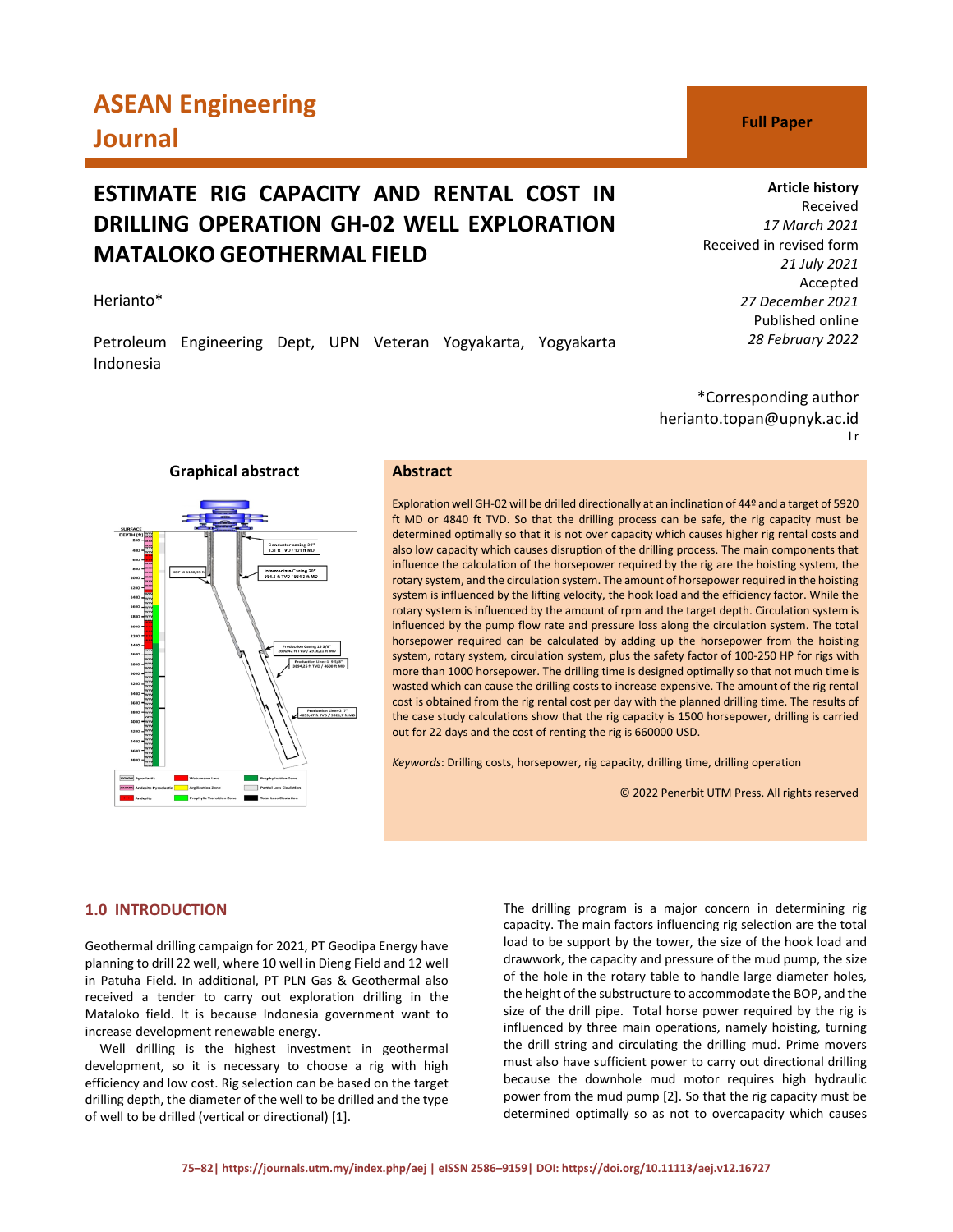ASEAN Engineering Journal

Full Paper

# ESTIMATE RIG CAPACITY AND RENTAL COST IN DRILLING OPERATION GH-02 WELL EXPLORATION MATALOKO GEOTHERMAL FIELD

Herianto*

Petroleum Engineering Dept, UPN Veteran Yogyakarta, Yogyakarta Indonesia

**Article history**
Received
*17 March 2021*
Received in revised form
*21 July 2021*
Accepted
*27 December 2021*
Published online
*28 February 2022*

*Corresponding author
herianto.topan@upnyk.ac.id

**Graphical abstract**

## Abstract

Exploration well GH-02 will be drilled directionally at an inclination of 44º and a target of 5920 ft MD or 4840 ft TVD. So that the drilling process can be safe, the rig capacity must be determined optimally so that it is not over capacity which causes higher rig rental costs and also low capacity which causes disruption of the drilling process. The main components that influence the calculation of the horsepower required by the rig are the hoisting system, the rotary system, and the circulation system. The amount of horsepower required in the hoisting system is influenced by the lifting velocity, the hook load and the efficiency factor. While the rotary system is influenced by the amount of rpm and the target depth. Circulation system is influenced by the pump flow rate and pressure loss along the circulation system. The total horsepower required can be calculated by adding up the horsepower from the hoisting system, rotary system, circulation system, plus the safety factor of 100-250 HP for rigs with more than 1000 horsepower. The drilling time is designed optimally so that not much time is wasted which can cause the drilling costs to increase expensive. The amount of the rig rental cost is obtained from the rig rental cost per day with the planned drilling time. The results of the case study calculations show that the rig capacity is 1500 horsepower, drilling is carried out for 22 days and the cost of renting the rig is 660000 USD.

*Keywords*: Drilling costs, horsepower, rig capacity, drilling time, drilling operation

© 2022 Penerbit UTM Press. All rights reserved

## 1.0 INTRODUCTION

Geothermal drilling campaign for 2021, PT Geodipa Energy have planning to drill 22 well, where 10 well in Dieng Field and 12 well in Patuha Field. In additional, PT PLN Gas & Geothermal also received a tender to carry out exploration drilling in the Mataloko field. It is because Indonesia government want to increase development renewable energy.

Well drilling is the highest investment in geothermal development, so it is necessary to choose a rig with high efficiency and low cost. Rig selection can be based on the target drilling depth, the diameter of the well to be drilled and the type of well to be drilled (vertical or directional) [1].

The drilling program is a major concern in determining rig capacity. The main factors influencing rig selection are the total load to be support by the tower, the size of the hook load and drawwork, the capacity and pressure of the mud pump, the size of the hole in the rotary table to handle large diameter holes, the height of the substructure to accommodate the BOP, and the size of the drill pipe. Total horse power required by the rig is influenced by three main operations, namely hoisting, turning the drill string and circulating the drilling mud. Prime movers must also have sufficient power to carry out directional drilling because the downhole mud motor requires high hydraulic power from the mud pump [2]. So that the rig capacity must be determined optimally so as not to overcapacity which causes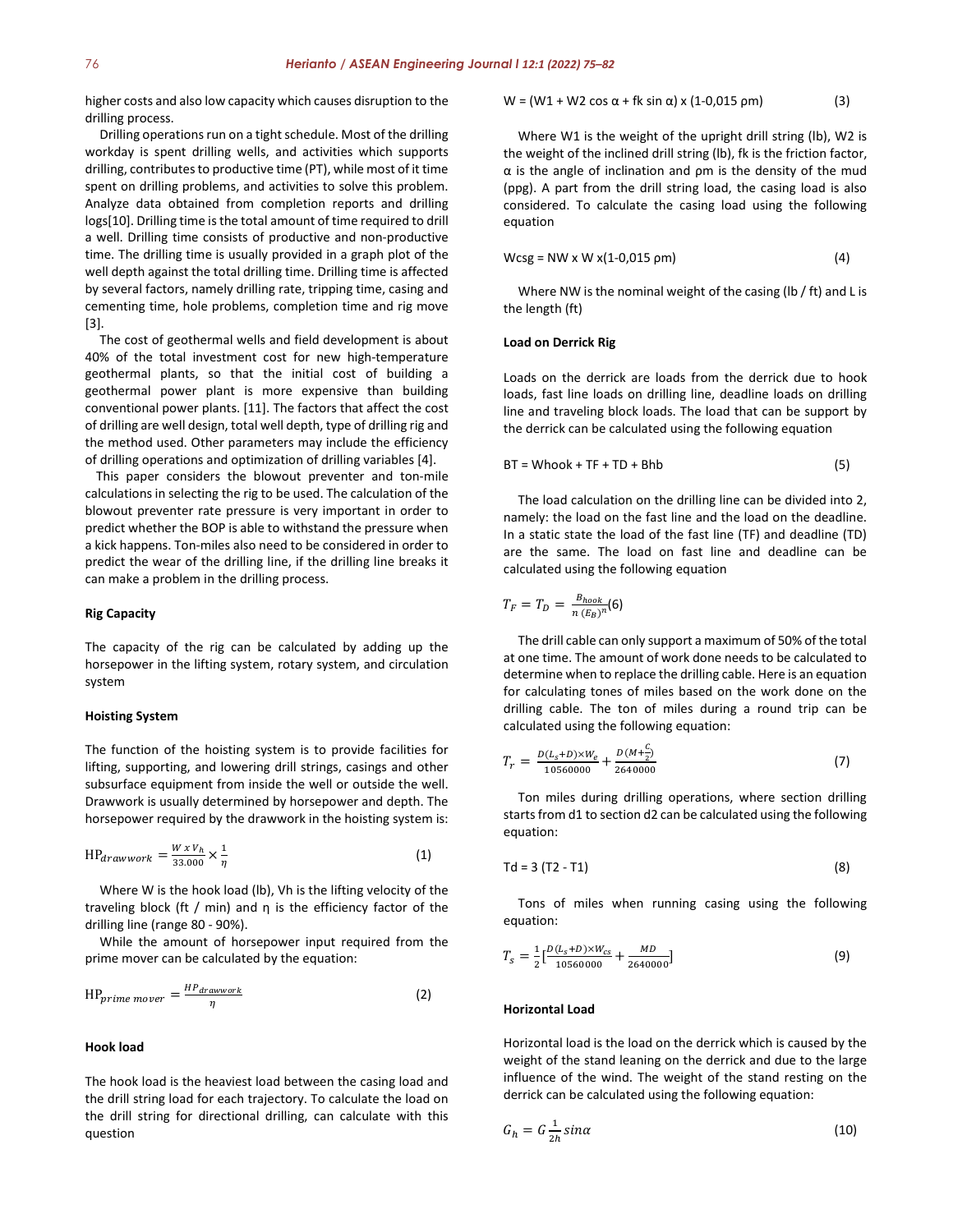higher costs and also low capacity which causes disruption to the drilling process.

Drilling operations run on a tight schedule. Most of the drilling workday is spent drilling wells, and activities which supports drilling, contributes to productive time (PT), while most of it time spent on drilling problems, and activities to solve this problem. Analyze data obtained from completion reports and drilling logs[10]. Drilling time is the total amount of time required to drill a well. Drilling time consists of productive and non-productive time. The drilling time is usually provided in a graph plot of the well depth against the total drilling time. Drilling time is affected by several factors, namely drilling rate, tripping time, casing and cementing time, hole problems, completion time and rig move [3].

The cost of geothermal wells and field development is about 40% of the total investment cost for new high-temperature geothermal plants, so that the initial cost of building a geothermal power plant is more expensive than building conventional power plants. [11]. The factors that affect the cost of drilling are well design, total well depth, type of drilling rig and the method used. Other parameters may include the efficiency of drilling operations and optimization of drilling variables [4].

This paper considers the blowout preventer and ton-mile calculations in selecting the rig to be used. The calculation of the blowout preventer rate pressure is very important in order to predict whether the BOP is able to withstand the pressure when a kick happens. Ton-miles also need to be considered in order to predict the wear of the drilling line, if the drilling line breaks it can make a problem in the drilling process.

### Rig Capacity

The capacity of the rig can be calculated by adding up the horsepower in the lifting system, rotary system, and circulation system

### Hoisting System

The function of the hoisting system is to provide facilities for lifting, supporting, and lowering drill strings, casings and other subsurface equipment from inside the well or outside the well. Drawwork is usually determined by horsepower and depth. The horsepower required by the drawwork in the hoisting system is:

$$\mathrm{HP}_{drawwork} = \frac{W \times V_h}{33.000} \times \frac{1}{\eta} \tag{1}$$

Where W is the hook load (lb), Vh is the lifting velocity of the traveling block (ft / min) and η is the efficiency factor of the drilling line (range 80 - 90%).

While the amount of horsepower input required from the prime mover can be calculated by the equation:

$$\mathrm{HP}_{prime\ mover} = \frac{HP_{drawwork}}{\eta} \tag{2}$$

### Hook load

The hook load is the heaviest load between the casing load and the drill string load for each trajectory. To calculate the load on the drill string for directional drilling, can calculate with this question

$$W = (W1 + W2 \cos \alpha + fk \sin \alpha) \times (1-0{,}015\ \rho m) \tag{3}$$

Where W1 is the weight of the upright drill string (lb), W2 is the weight of the inclined drill string (lb), fk is the friction factor, α is the angle of inclination and ρm is the density of the mud (ppg). A part from the drill string load, the casing load is also considered. To calculate the casing load using the following equation

$$Wcsg = NW \times W \times (1-0{,}015\ \rho m) \tag{4}$$

Where NW is the nominal weight of the casing (lb / ft) and L is the length (ft)

### Load on Derrick Rig

Loads on the derrick are loads from the derrick due to hook loads, fast line loads on drilling line, deadline loads on drilling line and traveling block loads. The load that can be support by the derrick can be calculated using the following equation

$$BT = Whook + TF + TD + Bhb \tag{5}$$

The load calculation on the drilling line can be divided into 2, namely: the load on the fast line and the load on the deadline. In a static state the load of the fast line (TF) and deadline (TD) are the same. The load on fast line and deadline can be calculated using the following equation

$$T_F = T_D = \frac{B_{hook}}{n\,(E_B)^n} \tag{6}$$

The drill cable can only support a maximum of 50% of the total at one time. The amount of work done needs to be calculated to determine when to replace the drilling cable. Here is an equation for calculating tones of miles based on the work done on the drilling cable. The ton of miles during a round trip can be calculated using the following equation:

$$T_r = \frac{D(L_s + D) \times W_e}{10560000} + \frac{D\left(M + \frac{C}{2}\right)}{2640000} \tag{7}$$

Ton miles during drilling operations, where section drilling starts from d1 to section d2 can be calculated using the following equation:

$$Td = 3\,(T2 - T1) \tag{8}$$

Tons of miles when running casing using the following equation:

$$T_s = \frac{1}{2}\left[\frac{D\,(L_s + D) \times W_{cs}}{10560000} + \frac{MD}{2640000}\right] \tag{9}$$

### Horizontal Load

Horizontal load is the load on the derrick which is caused by the weight of the stand leaning on the derrick and due to the large influence of the wind. The weight of the stand resting on the derrick can be calculated using the following equation:

$$G_h = G \frac{1}{2h} \sin\alpha \tag{10}$$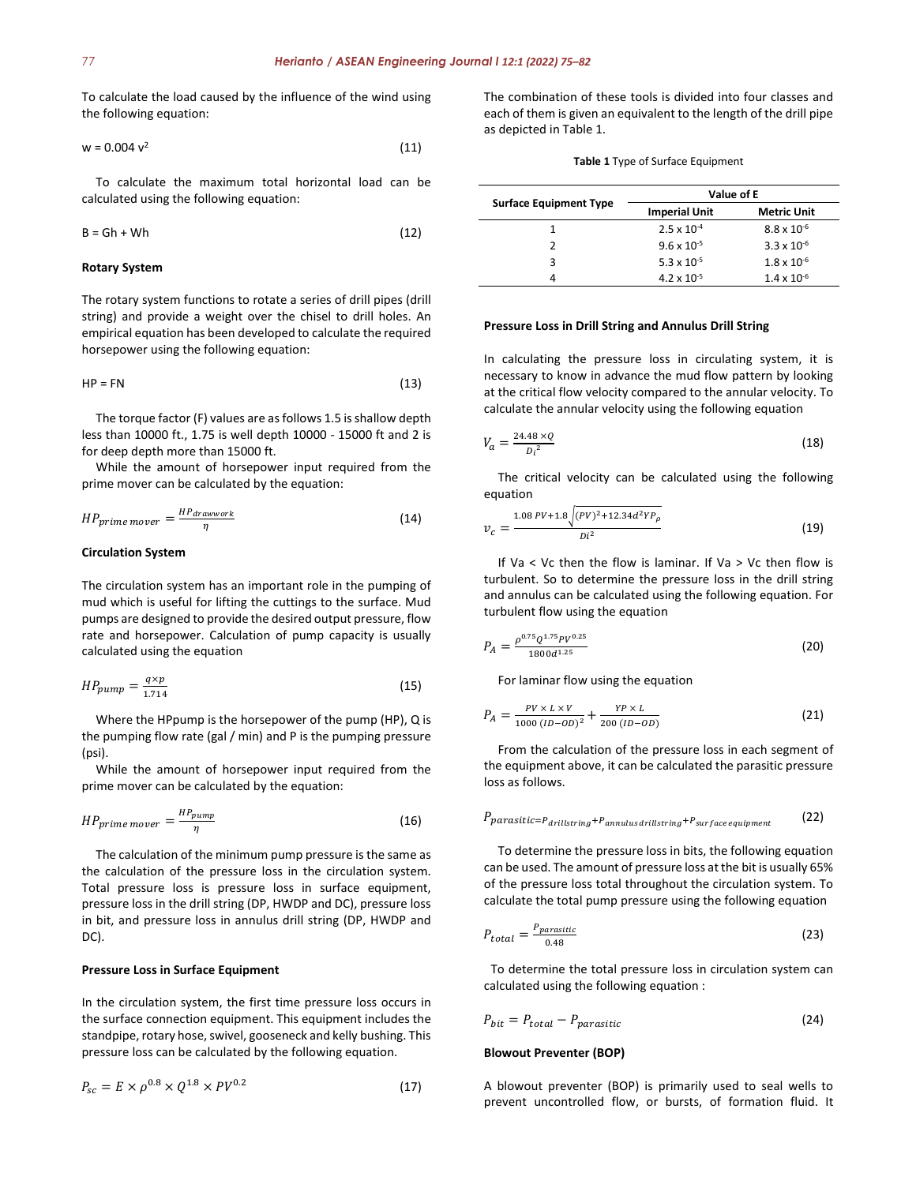To calculate the load caused by the influence of the wind using the following equation:

$$w = 0.004\ v^2 \quad (11)$$

To calculate the maximum total horizontal load can be calculated using the following equation:

$$B = Gh + Wh \quad (12)$$

**Rotary System**

The rotary system functions to rotate a series of drill pipes (drill string) and provide a weight over the chisel to drill holes. An empirical equation has been developed to calculate the required horsepower using the following equation:

$$HP = FN \quad (13)$$

The torque factor (F) values are as follows 1.5 is shallow depth less than 10000 ft., 1.75 is well depth 10000 - 15000 ft and 2 is for deep depth more than 15000 ft.

While the amount of horsepower input required from the prime mover can be calculated by the equation:

$$HP_{prime\ mover} = \frac{HP_{drawwork}}{\eta} \quad (14)$$

**Circulation System**

The circulation system has an important role in the pumping of mud which is useful for lifting the cuttings to the surface. Mud pumps are designed to provide the desired output pressure, flow rate and horsepower. Calculation of pump capacity is usually calculated using the equation

$$HP_{pump} = \frac{q \times p}{1.714} \quad (15)$$

Where the HPpump is the horsepower of the pump (HP), Q is the pumping flow rate (gal / min) and P is the pumping pressure (psi).

While the amount of horsepower input required from the prime mover can be calculated by the equation:

$$HP_{prime\ mover} = \frac{HP_{pump}}{\eta} \quad (16)$$

The calculation of the minimum pump pressure is the same as the calculation of the pressure loss in the circulation system. Total pressure loss is pressure loss in surface equipment, pressure loss in the drill string (DP, HWDP and DC), pressure loss in bit, and pressure loss in annulus drill string (DP, HWDP and DC).

**Pressure Loss in Surface Equipment**

In the circulation system, the first time pressure loss occurs in the surface connection equipment. This equipment includes the standpipe, rotary hose, swivel, gooseneck and kelly bushing. This pressure loss can be calculated by the following equation.

$$P_{sc} = E \times \rho^{0.8} \times Q^{1.8} \times PV^{0.2} \quad (17)$$

The combination of these tools is divided into four classes and each of them is given an equivalent to the length of the drill pipe as depicted in Table 1.

**Table 1** Type of Surface Equipment

| Surface Equipment Type | Value of E | |
|---|---|---|
| | Imperial Unit | Metric Unit |
| 1 | $2.5 \times 10^{-4}$ | $8.8 \times 10^{-6}$ |
| 2 | $9.6 \times 10^{-5}$ | $3.3 \times 10^{-6}$ |
| 3 | $5.3 \times 10^{-5}$ | $1.8 \times 10^{-6}$ |
| 4 | $4.2 \times 10^{-5}$ | $1.4 \times 10^{-6}$ |

**Pressure Loss in Drill String and Annulus Drill String**

In calculating the pressure loss in circulating system, it is necessary to know in advance the mud flow pattern by looking at the critical flow velocity compared to the annular velocity. To calculate the annular velocity using the following equation

$$V_a = \frac{24.48 \times Q}{{D_i}^2} \quad (18)$$

The critical velocity can be calculated using the following equation

$$v_c = \frac{1.08\ PV + 1.8\sqrt{(PV)^2 + 12.34 d^2 YP_\rho}}{Di^2} \quad (19)$$

If Va < Vc then the flow is laminar. If Va > Vc then flow is turbulent. So to determine the pressure loss in the drill string and annulus can be calculated using the following equation. For turbulent flow using the equation

$$P_A = \frac{\rho^{0.75} Q^{1.75} PV^{0.25}}{1800 d^{1.25}} \quad (20)$$

For laminar flow using the equation

$$P_A = \frac{PV \times L \times V}{1000\ (ID - OD)^2} + \frac{YP \times L}{200\ (ID - OD)} \quad (21)$$

From the calculation of the pressure loss in each segment of the equipment above, it can be calculated the parasitic pressure loss as follows.

$$P_{parasitic} = P_{drillstring} + P_{annulus\ drillstring} + P_{surface\ equipment} \quad (22)$$

To determine the pressure loss in bits, the following equation can be used. The amount of pressure loss at the bit is usually 65% of the pressure loss total throughout the circulation system. To calculate the total pump pressure using the following equation

$$P_{total} = \frac{P_{parasitic}}{0.48} \quad (23)$$

To determine the total pressure loss in circulation system can calculated using the following equation :

$$P_{bit} = P_{total} - P_{parasitic} \quad (24)$$

**Blowout Preventer (BOP)**

A blowout preventer (BOP) is primarily used to seal wells to prevent uncontrolled flow, or bursts, of formation fluid. It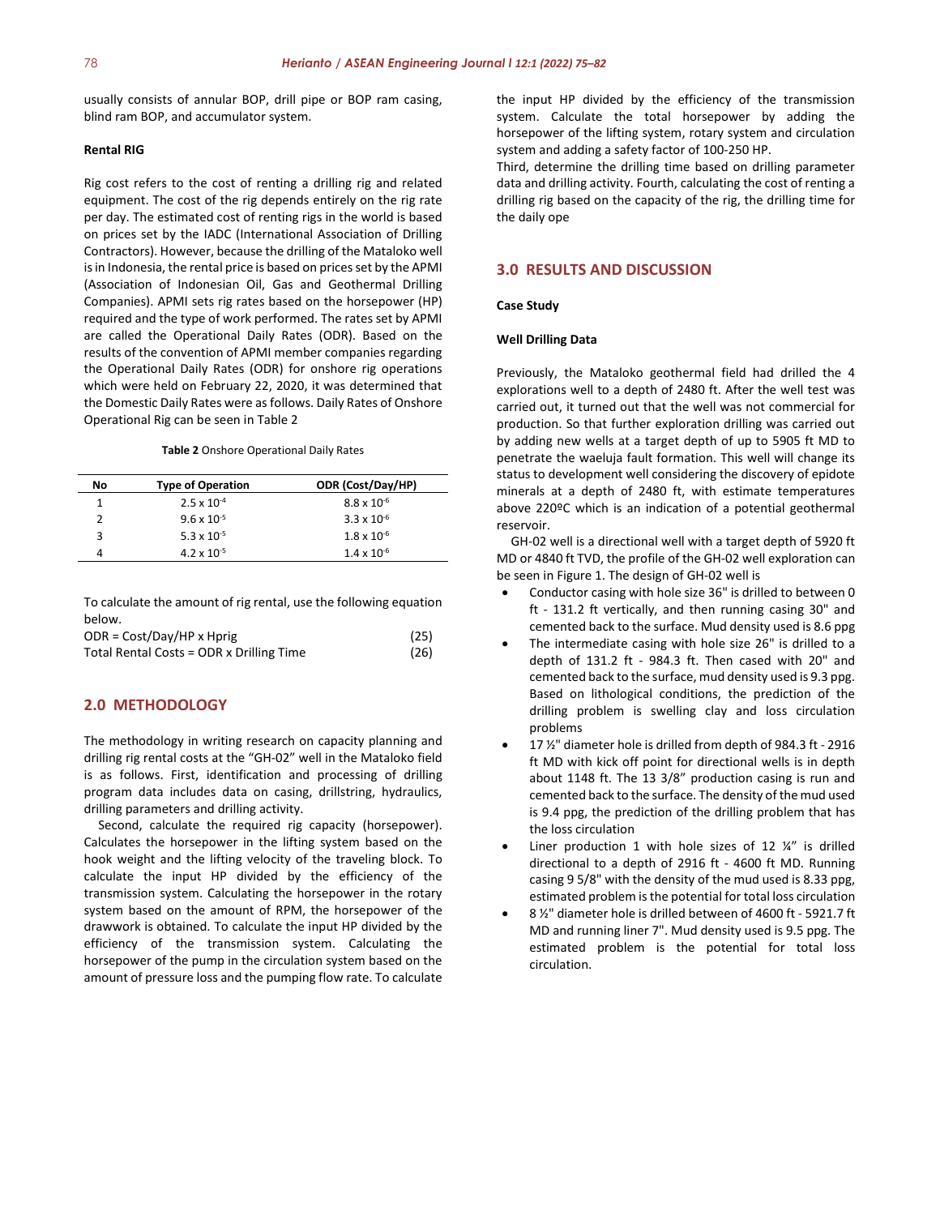usually consists of annular BOP, drill pipe or BOP ram casing, blind ram BOP, and accumulator system.

**Rental RIG**

Rig cost refers to the cost of renting a drilling rig and related equipment. The cost of the rig depends entirely on the rig rate per day. The estimated cost of renting rigs in the world is based on prices set by the IADC (International Association of Drilling Contractors). However, because the drilling of the Mataloko well is in Indonesia, the rental price is based on prices set by the APMI (Association of Indonesian Oil, Gas and Geothermal Drilling Companies). APMI sets rig rates based on the horsepower (HP) required and the type of work performed. The rates set by APMI are called the Operational Daily Rates (ODR). Based on the results of the convention of APMI member companies regarding the Operational Daily Rates (ODR) for onshore rig operations which were held on February 22, 2020, it was determined that the Domestic Daily Rates were as follows. Daily Rates of Onshore Operational Rig can be seen in Table 2

**Table 2** Onshore Operational Daily Rates

| No | Type of Operation | ODR (Cost/Day/HP) |
|---|---|---|
| 1 | $2.5 \times 10^{-4}$ | $8.8 \times 10^{-6}$ |
| 2 | $9.6 \times 10^{-5}$ | $3.3 \times 10^{-6}$ |
| 3 | $5.3 \times 10^{-5}$ | $1.8 \times 10^{-6}$ |
| 4 | $4.2 \times 10^{-5}$ | $1.4 \times 10^{-6}$ |

To calculate the amount of rig rental, use the following equation below.

$$\text{ODR} = \text{Cost/Day/HP} \times \text{Hprig} \tag{25}$$

$$\text{Total Rental Costs} = \text{ODR} \times \text{Drilling Time} \tag{26}$$

## 2.0 METHODOLOGY

The methodology in writing research on capacity planning and drilling rig rental costs at the "GH-02" well in the Mataloko field is as follows. First, identification and processing of drilling program data includes data on casing, drillstring, hydraulics, drilling parameters and drilling activity.

Second, calculate the required rig capacity (horsepower). Calculates the horsepower in the lifting system based on the hook weight and the lifting velocity of the traveling block. To calculate the input HP divided by the efficiency of the transmission system. Calculating the horsepower in the rotary system based on the amount of RPM, the horsepower of the drawwork is obtained. To calculate the input HP divided by the efficiency of the transmission system. Calculating the horsepower of the pump in the circulation system based on the amount of pressure loss and the pumping flow rate. To calculate the input HP divided by the efficiency of the transmission system. Calculate the total horsepower by adding the horsepower of the lifting system, rotary system and circulation system and adding a safety factor of 100-250 HP.

Third, determine the drilling time based on drilling parameter data and drilling activity. Fourth, calculating the cost of renting a drilling rig based on the capacity of the rig, the drilling time for the daily ope

## 3.0 RESULTS AND DISCUSSION

**Case Study**

**Well Drilling Data**

Previously, the Mataloko geothermal field had drilled the 4 explorations well to a depth of 2480 ft. After the well test was carried out, it turned out that the well was not commercial for production. So that further exploration drilling was carried out by adding new wells at a target depth of up to 5905 ft MD to penetrate the waeluja fault formation. This well will change its status to development well considering the discovery of epidote minerals at a depth of 2480 ft, with estimate temperatures above 220ºC which is an indication of a potential geothermal reservoir.

GH-02 well is a directional well with a target depth of 5920 ft MD or 4840 ft TVD, the profile of the GH-02 well exploration can be seen in Figure 1. The design of GH-02 well is

- Conductor casing with hole size 36" is drilled to between 0 ft - 131.2 ft vertically, and then running casing 30" and cemented back to the surface. Mud density used is 8.6 ppg
- The intermediate casing with hole size 26" is drilled to a depth of 131.2 ft - 984.3 ft. Then cased with 20" and cemented back to the surface, mud density used is 9.3 ppg. Based on lithological conditions, the prediction of the drilling problem is swelling clay and loss circulation problems
- 17 ½" diameter hole is drilled from depth of 984.3 ft - 2916 ft MD with kick off point for directional wells is in depth about 1148 ft. The 13 3/8" production casing is run and cemented back to the surface. The density of the mud used is 9.4 ppg, the prediction of the drilling problem that has the loss circulation
- Liner production 1 with hole sizes of 12 ¼" is drilled directional to a depth of 2916 ft - 4600 ft MD. Running casing 9 5/8" with the density of the mud used is 8.33 ppg, estimated problem is the potential for total loss circulation
- 8 ½" diameter hole is drilled between of 4600 ft - 5921.7 ft MD and running liner 7". Mud density used is 9.5 ppg. The estimated problem is the potential for total loss circulation.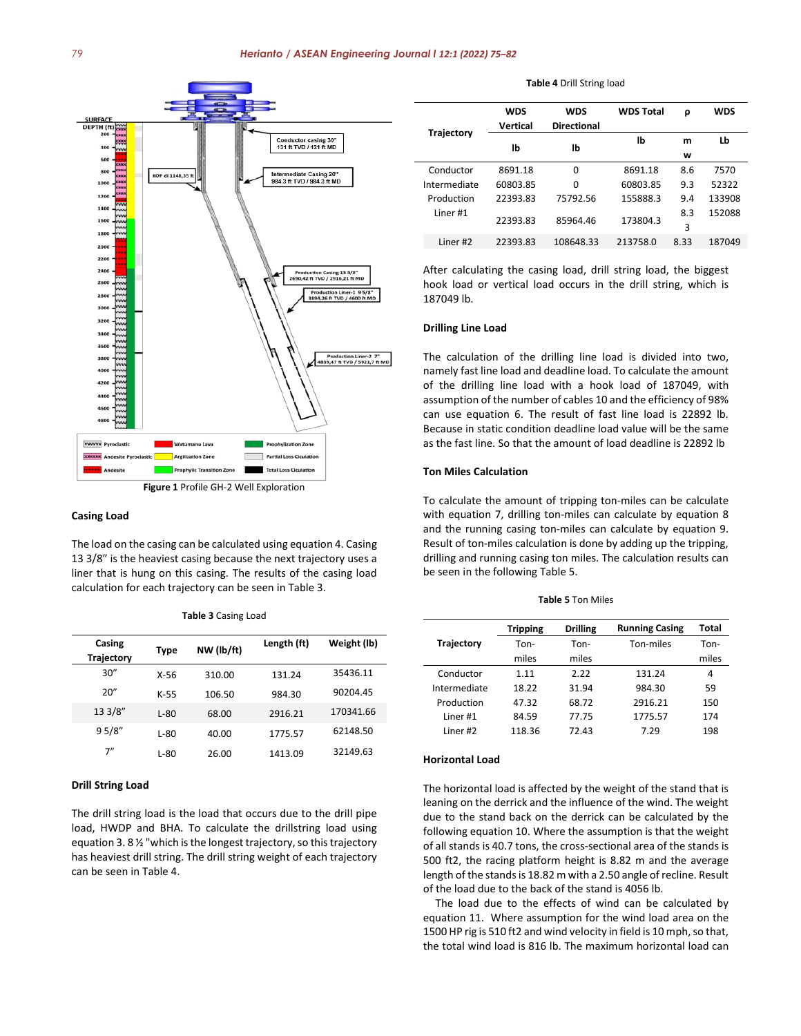Figure 1 Profile GH-2 Well Exploration

### Casing Load

The load on the casing can be calculated using equation 4. Casing 13 3/8" is the heaviest casing because the next trajectory uses a liner that is hung on this casing. The results of the casing load calculation for each trajectory can be seen in Table 3.

**Table 3** Casing Load

| Casing Trajectory | Type | NW (lb/ft) | Length (ft) | Weight (lb) |
|---|---|---|---|---|
| 30" | X-56 | 310.00 | 131.24 | 35436.11 |
| 20" | K-55 | 106.50 | 984.30 | 90204.45 |
| 13 3/8" | L-80 | 68.00 | 2916.21 | 170341.66 |
| 9 5/8" | L-80 | 40.00 | 1775.57 | 62148.50 |
| 7" | L-80 | 26.00 | 1413.09 | 32149.63 |

### Drill String Load

The drill string load is the load that occurs due to the drill pipe load, HWDP and BHA. To calculate the drillstring load using equation 3. 8 ½ "which is the longest trajectory, so this trajectory has heaviest drill string. The drill string weight of each trajectory can be seen in Table 4.

**Table 4** Drill String load

| Trajectory | WDS Vertical | WDS Directional | WDS Total | ρ | WDS |
|---|---|---|---|---|---|
| | lb | lb | lb | mw | Lb |
| Conductor | 8691.18 | 0 | 8691.18 | 8.6 | 7570 |
| Intermediate | 60803.85 | 0 | 60803.85 | 9.3 | 52322 |
| Production | 22393.83 | 75792.56 | 155888.3 | 9.4 | 133908 |
| Liner #1 | 22393.83 | 85964.46 | 173804.3 | 8.33 | 152088 |
| Liner #2 | 22393.83 | 108648.33 | 213758.0 | 8.33 | 187049 |

After calculating the casing load, drill string load, the biggest hook load or vertical load occurs in the drill string, which is 187049 lb.

### Drilling Line Load

The calculation of the drilling line load is divided into two, namely fast line load and deadline load. To calculate the amount of the drilling line load with a hook load of 187049, with assumption of the number of cables 10 and the efficiency of 98% can use equation 6. The result of fast line load is 22892 lb. Because in static condition deadline load value will be the same as the fast line. So that the amount of load deadline is 22892 lb

### Ton Miles Calculation

To calculate the amount of tripping ton-miles can be calculate with equation 7, drilling ton-miles can calculate by equation 8 and the running casing ton-miles can calculate by equation 9. Result of ton-miles calculation is done by adding up the tripping, drilling and running casing ton miles. The calculation results can be seen in the following Table 5.

**Table 5** Ton Miles

| Trajectory | Tripping | Drilling | Running Casing | Total |
|---|---|---|---|---|
| | Ton-miles | Ton-miles | Ton-miles | Ton-miles |
| Conductor | 1.11 | 2.22 | 131.24 | 4 |
| Intermediate | 18.22 | 31.94 | 984.30 | 59 |
| Production | 47.32 | 68.72 | 2916.21 | 150 |
| Liner #1 | 84.59 | 77.75 | 1775.57 | 174 |
| Liner #2 | 118.36 | 72.43 | 7.29 | 198 |

### Horizontal Load

The horizontal load is affected by the weight of the stand that is leaning on the derrick and the influence of the wind. The weight due to the stand back on the derrick can be calculated by the following equation 10. Where the assumption is that the weight of all stands is 40.7 tons, the cross-sectional area of the stands is 500 ft2, the racing platform height is 8.82 m and the average length of the stands is 18.82 m with a 2.50 angle of recline. Result of the load due to the back of the stand is 4056 lb.

The load due to the effects of wind can be calculated by equation 11. Where assumption for the wind load area on the 1500 HP rig is 510 ft2 and wind velocity in field is 10 mph, so that, the total wind load is 816 lb. The maximum horizontal load can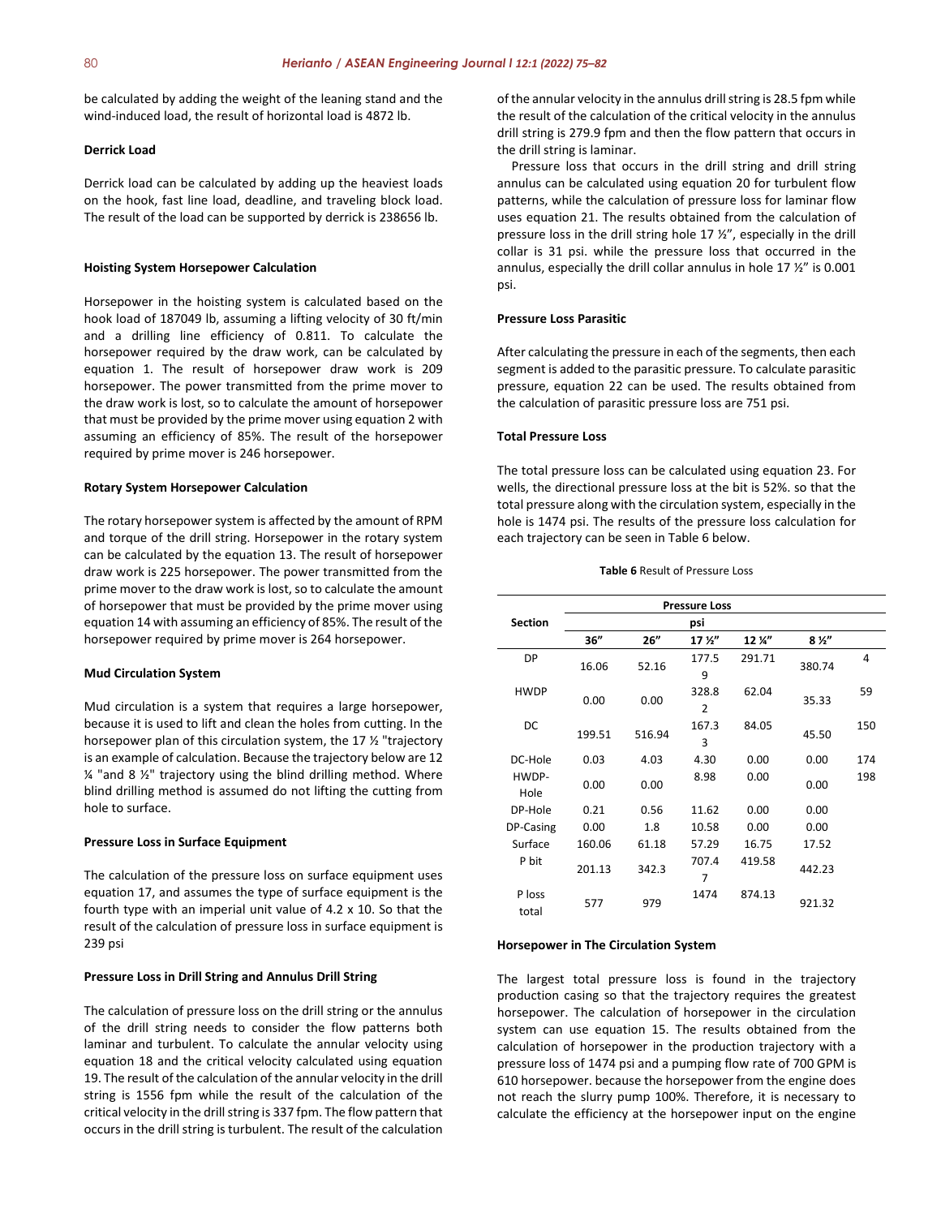be calculated by adding the weight of the leaning stand and the wind-induced load, the result of horizontal load is 4872 lb.

#### Derrick Load

Derrick load can be calculated by adding up the heaviest loads on the hook, fast line load, deadline, and traveling block load. The result of the load can be supported by derrick is 238656 lb.

#### Hoisting System Horsepower Calculation

Horsepower in the hoisting system is calculated based on the hook load of 187049 lb, assuming a lifting velocity of 30 ft/min and a drilling line efficiency of 0.811. To calculate the horsepower required by the draw work, can be calculated by equation 1. The result of horsepower draw work is 209 horsepower. The power transmitted from the prime mover to the draw work is lost, so to calculate the amount of horsepower that must be provided by the prime mover using equation 2 with assuming an efficiency of 85%. The result of the horsepower required by prime mover is 246 horsepower.

#### Rotary System Horsepower Calculation

The rotary horsepower system is affected by the amount of RPM and torque of the drill string. Horsepower in the rotary system can be calculated by the equation 13. The result of horsepower draw work is 225 horsepower. The power transmitted from the prime mover to the draw work is lost, so to calculate the amount of horsepower that must be provided by the prime mover using equation 14 with assuming an efficiency of 85%. The result of the horsepower required by prime mover is 264 horsepower.

#### Mud Circulation System

Mud circulation is a system that requires a large horsepower, because it is used to lift and clean the holes from cutting. In the horsepower plan of this circulation system, the 17 ½ "trajectory is an example of calculation. Because the trajectory below are 12 ¼ "and 8 ½" trajectory using the blind drilling method. Where blind drilling method is assumed do not lifting the cutting from hole to surface.

#### Pressure Loss in Surface Equipment

The calculation of the pressure loss on surface equipment uses equation 17, and assumes the type of surface equipment is the fourth type with an imperial unit value of 4.2 x 10. So that the result of the calculation of pressure loss in surface equipment is 239 psi

#### Pressure Loss in Drill String and Annulus Drill String

The calculation of pressure loss on the drill string or the annulus of the drill string needs to consider the flow patterns both laminar and turbulent. To calculate the annular velocity using equation 18 and the critical velocity calculated using equation 19. The result of the calculation of the annular velocity in the drill string is 1556 fpm while the result of the calculation of the critical velocity in the drill string is 337 fpm. The flow pattern that occurs in the drill string is turbulent. The result of the calculation of the annular velocity in the annulus drill string is 28.5 fpm while the result of the calculation of the critical velocity in the annulus drill string is 279.9 fpm and then the flow pattern that occurs in the drill string is laminar.

Pressure loss that occurs in the drill string and drill string annulus can be calculated using equation 20 for turbulent flow patterns, while the calculation of pressure loss for laminar flow uses equation 21. The results obtained from the calculation of pressure loss in the drill string hole 17 ½", especially in the drill collar is 31 psi. while the pressure loss that occurred in the annulus, especially the drill collar annulus in hole 17 ½" is 0.001 psi.

#### Pressure Loss Parasitic

After calculating the pressure in each of the segments, then each segment is added to the parasitic pressure. To calculate parasitic pressure, equation 22 can be used. The results obtained from the calculation of parasitic pressure loss are 751 psi.

#### Total Pressure Loss

The total pressure loss can be calculated using equation 23. For wells, the directional pressure loss at the bit is 52%. so that the total pressure along with the circulation system, especially in the hole is 1474 psi. The results of the pressure loss calculation for each trajectory can be seen in Table 6 below.

**Table 6** Result of Pressure Loss

| Section | Pressure Loss psi | | | | | |
|---|---|---|---|---|---|---|
| | 36″ | 26″ | 17 ½″ | 12 ¼″ | 8 ½″ | |
| DP | 16.06 | 52.16 | 177.59 | 291.71 | 380.74 | 4 |
| HWDP | 0.00 | 0.00 | 328.82 | 62.04 | 35.33 | 59 |
| DC | 199.51 | 516.94 | 167.33 | 84.05 | 45.50 | 150 |
| DC-Hole | 0.03 | 4.03 | 4.30 | 0.00 | 0.00 | 174 |
| HWDP-Hole | 0.00 | 0.00 | 8.98 | 0.00 | 0.00 | 198 |
| DP-Hole | 0.21 | 0.56 | 11.62 | 0.00 | 0.00 | |
| DP-Casing | 0.00 | 1.8 | 10.58 | 0.00 | 0.00 | |
| Surface | 160.06 | 61.18 | 57.29 | 16.75 | 17.52 | |
| P bit | 201.13 | 342.3 | 707.47 | 419.58 | 442.23 | |
| P loss total | 577 | 979 | 1474 | 874.13 | 921.32 | |

#### Horsepower in The Circulation System

The largest total pressure loss is found in the trajectory production casing so that the trajectory requires the greatest horsepower. The calculation of horsepower in the circulation system can use equation 15. The results obtained from the calculation of horsepower in the production trajectory with a pressure loss of 1474 psi and a pumping flow rate of 700 GPM is 610 horsepower. because the horsepower from the engine does not reach the slurry pump 100%. Therefore, it is necessary to calculate the efficiency at the horsepower input on the engine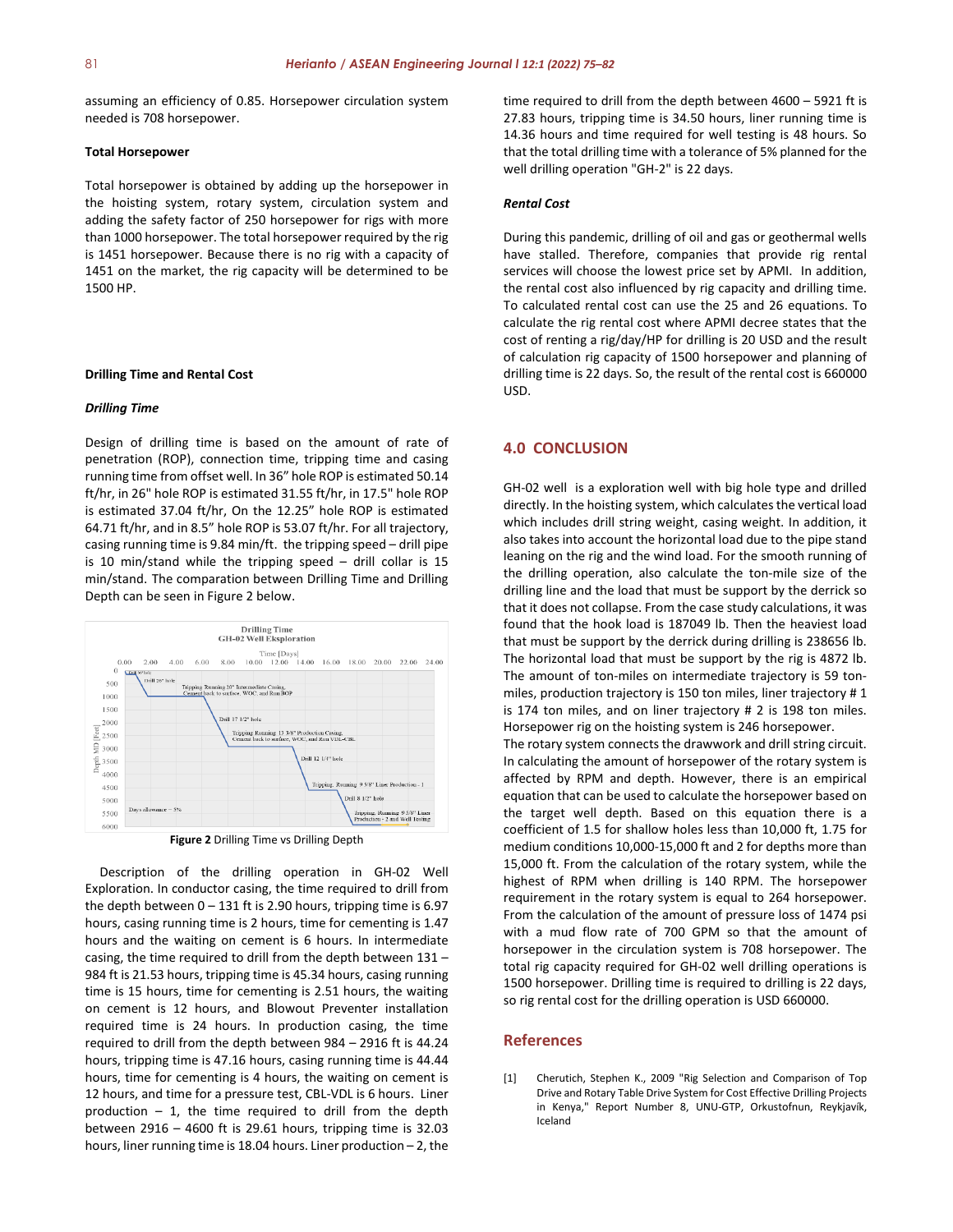assuming an efficiency of 0.85. Horsepower circulation system needed is 708 horsepower.

**Total Horsepower**

Total horsepower is obtained by adding up the horsepower in the hoisting system, rotary system, circulation system and adding the safety factor of 250 horsepower for rigs with more than 1000 horsepower. The total horsepower required by the rig is 1451 horsepower. Because there is no rig with a capacity of 1451 on the market, the rig capacity will be determined to be 1500 HP.

**Drilling Time and Rental Cost**

***Drilling Time***

Design of drilling time is based on the amount of rate of penetration (ROP), connection time, tripping time and casing running time from offset well. In 36" hole ROP is estimated 50.14 ft/hr, in 26" hole ROP is estimated 31.55 ft/hr, in 17.5" hole ROP is estimated 37.04 ft/hr, On the 12.25" hole ROP is estimated 64.71 ft/hr, and in 8.5" hole ROP is 53.07 ft/hr. For all trajectory, casing running time is 9.84 min/ft. the tripping speed – drill pipe is 10 min/stand while the tripping speed – drill collar is 15 min/stand. The comparation between Drilling Time and Drilling Depth can be seen in Figure 2 below.

**Figure 2** Drilling Time vs Drilling Depth

Description of the drilling operation in GH-02 Well Exploration. In conductor casing, the time required to drill from the depth between 0 – 131 ft is 2.90 hours, tripping time is 6.97 hours, casing running time is 2 hours, time for cementing is 1.47 hours and the waiting on cement is 6 hours. In intermediate casing, the time required to drill from the depth between 131 – 984 ft is 21.53 hours, tripping time is 45.34 hours, casing running time is 15 hours, time for cementing is 2.51 hours, the waiting on cement is 12 hours, and Blowout Preventer installation required time is 24 hours. In production casing, the time required to drill from the depth between 984 – 2916 ft is 44.24 hours, tripping time is 47.16 hours, casing running time is 44.44 hours, time for cementing is 4 hours, the waiting on cement is 12 hours, and time for a pressure test, CBL-VDL is 6 hours. Liner production – 1, the time required to drill from the depth between 2916 – 4600 ft is 29.61 hours, tripping time is 32.03 hours, liner running time is 18.04 hours. Liner production – 2, the time required to drill from the depth between 4600 – 5921 ft is 27.83 hours, tripping time is 34.50 hours, liner running time is 14.36 hours and time required for well testing is 48 hours. So that the total drilling time with a tolerance of 5% planned for the well drilling operation "GH-2" is 22 days.

***Rental Cost***

During this pandemic, drilling of oil and gas or geothermal wells have stalled. Therefore, companies that provide rig rental services will choose the lowest price set by APMI. In addition, the rental cost also influenced by rig capacity and drilling time. To calculated rental cost can use the 25 and 26 equations. To calculate the rig rental cost where APMI decree states that the cost of renting a rig/day/HP for drilling is 20 USD and the result of calculation rig capacity of 1500 horsepower and planning of drilling time is 22 days. So, the result of the rental cost is 660000 USD.

## 4.0 CONCLUSION

GH-02 well is a exploration well with big hole type and drilled directly. In the hoisting system, which calculates the vertical load which includes drill string weight, casing weight. In addition, it also takes into account the horizontal load due to the pipe stand leaning on the rig and the wind load. For the smooth running of the drilling operation, also calculate the ton-mile size of the drilling line and the load that must be support by the derrick so that it does not collapse. From the case study calculations, it was found that the hook load is 187049 lb. Then the heaviest load that must be support by the derrick during drilling is 238656 lb. The horizontal load that must be support by the rig is 4872 lb. The amount of ton-miles on intermediate trajectory is 59 ton-miles, production trajectory is 150 ton miles, liner trajectory # 1 is 174 ton miles, and on liner trajectory # 2 is 198 ton miles. Horsepower rig on the hoisting system is 246 horsepower.

The rotary system connects the drawkwork and drill string circuit. In calculating the amount of horsepower of the rotary system is affected by RPM and depth. However, there is an empirical equation that can be used to calculate the horsepower based on the target well depth. Based on this equation there is a coefficient of 1.5 for shallow holes less than 10,000 ft, 1.75 for medium conditions 10,000-15,000 ft and 2 for depths more than 15,000 ft. From the calculation of the rotary system, while the highest of RPM when drilling is 140 RPM. The horsepower requirement in the rotary system is equal to 264 horsepower. From the calculation of the amount of pressure loss of 1474 psi with a mud flow rate of 700 GPM so that the amount of horsepower in the circulation system is 708 horsepower. The total rig capacity required for GH-02 well drilling operations is 1500 horsepower. Drilling time is required to drilling is 22 days, so rig rental cost for the drilling operation is USD 660000.

## References

[1] Cherutich, Stephen K., 2009 "Rig Selection and Comparison of Top Drive and Rotary Table Drive System for Cost Effective Drilling Projects in Kenya," Report Number 8, UNU-GTP, Orkustofnun, Reykjavík, Iceland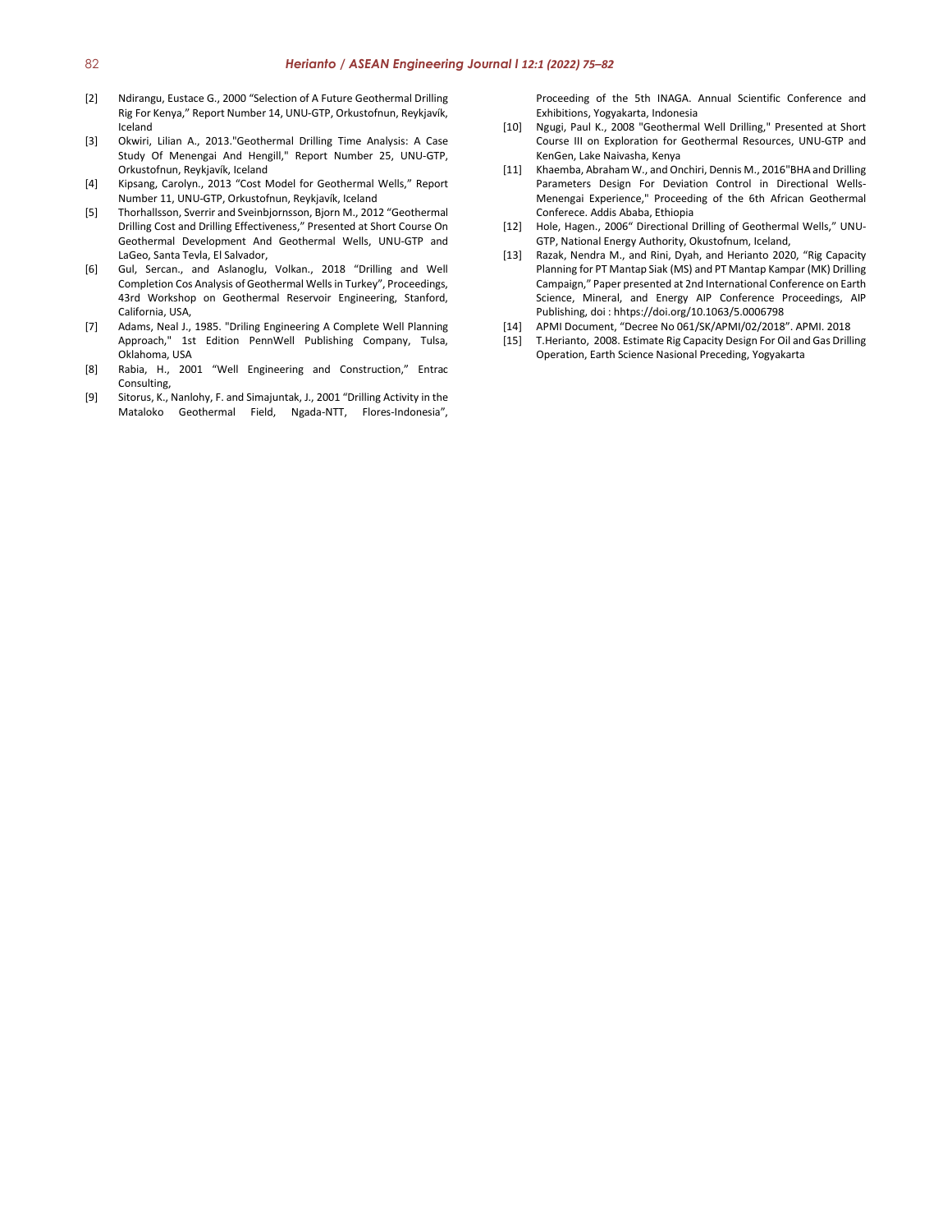[2] Ndirangu, Eustace G., 2000 "Selection of A Future Geothermal Drilling Rig For Kenya," Report Number 14, UNU-GTP, Orkustofnun, Reykjavík, Iceland

[3] Okwiri, Lilian A., 2013."Geothermal Drilling Time Analysis: A Case Study Of Menengai And Hengill," Report Number 25, UNU-GTP, Orkustofnun, Reykjavík, Iceland

[4] Kipsang, Carolyn., 2013 "Cost Model for Geothermal Wells," Report Number 11, UNU-GTP, Orkustofnun, Reykjavík, Iceland

[5] Thorhallsson, Sverrir and Sveinbjornsson, Bjorn M., 2012 "Geothermal Drilling Cost and Drilling Effectiveness," Presented at Short Course On Geothermal Development And Geothermal Wells, UNU-GTP and LaGeo, Santa Tevla, El Salvador,

[6] Gul, Sercan., and Aslanoglu, Volkan., 2018 "Drilling and Well Completion Cos Analysis of Geothermal Wells in Turkey", Proceedings, 43rd Workshop on Geothermal Reservoir Engineering, Stanford, California, USA,

[7] Adams, Neal J., 1985. "Driling Engineering A Complete Well Planning Approach," 1st Edition PennWell Publishing Company, Tulsa, Oklahoma, USA

[8] Rabia, H., 2001 "Well Engineering and Construction," Entrac Consulting,

[9] Sitorus, K., Nanlohy, F. and Simajuntak, J., 2001 "Drilling Activity in the Mataloko Geothermal Field, Ngada-NTT, Flores-Indonesia", Proceeding of the 5th INAGA. Annual Scientific Conference and Exhibitions, Yogyakarta, Indonesia

[10] Ngugi, Paul K., 2008 "Geothermal Well Drilling," Presented at Short Course III on Exploration for Geothermal Resources, UNU-GTP and KenGen, Lake Naivasha, Kenya

[11] Khaemba, Abraham W., and Onchiri, Dennis M., 2016"BHA and Drilling Parameters Design For Deviation Control in Directional Wells-Menengai Experience," Proceeding of the 6th African Geothermal Conferece. Addis Ababa, Ethiopia

[12] Hole, Hagen., 2006" Directional Drilling of Geothermal Wells," UNU-GTP, National Energy Authority, Okustofnum, Iceland,

[13] Razak, Nendra M., and Rini, Dyah, and Herianto 2020, "Rig Capacity Planning for PT Mantap Siak (MS) and PT Mantap Kampar (MK) Drilling Campaign," Paper presented at 2nd International Conference on Earth Science, Mineral, and Energy AIP Conference Proceedings, AIP Publishing, doi : hhttps://doi.org/10.1063/5.0006798

[14] APMI Document, "Decree No 061/SK/APMI/02/2018". APMI. 2018

[15] T.Herianto, 2008. Estimate Rig Capacity Design For Oil and Gas Drilling Operation, Earth Science Nasional Preceding, Yogyakarta